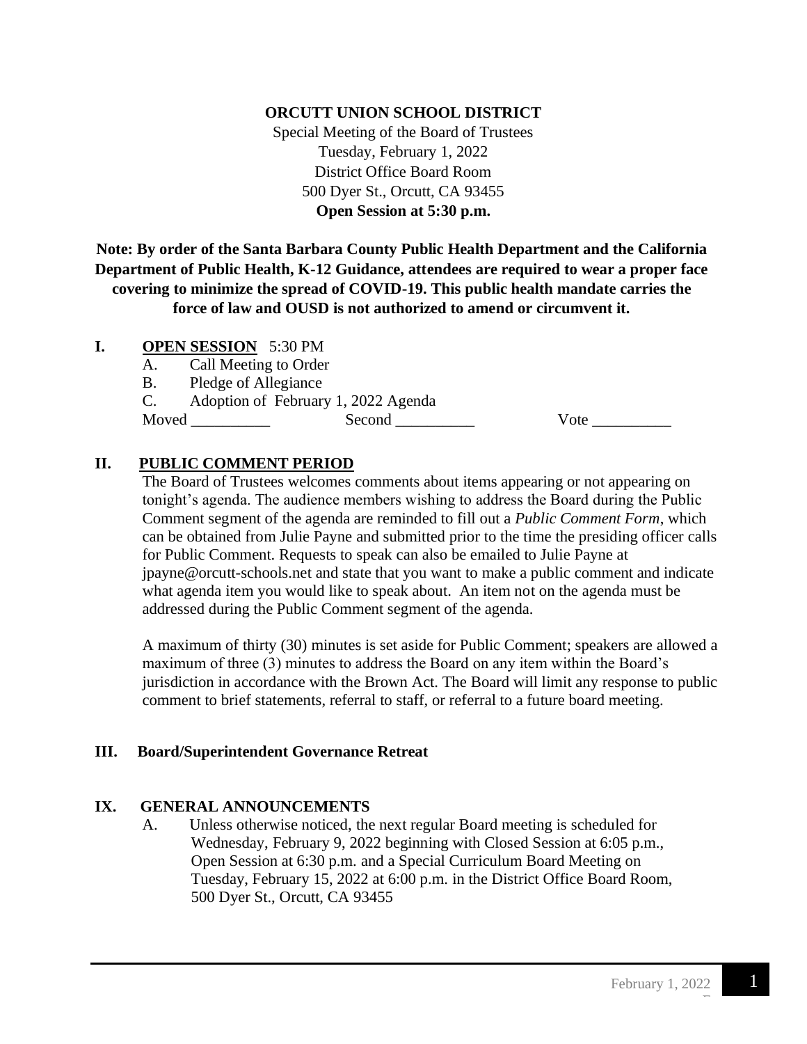**ORCUTT UNION SCHOOL DISTRICT**

Special Meeting of the Board of Trustees
Tuesday, February 1, 2022
District Office Board Room
500 Dyer St., Orcutt, CA 93455
**Open Session at 5:30 p.m.**

**Note: By order of the Santa Barbara County Public Health Department and the California Department of Public Health, K-12 Guidance, attendees are required to wear a proper face covering to minimize the spread of COVID-19. This public health mandate carries the force of law and OUSD is not authorized to amend or circumvent it.**

**I. OPEN SESSION** 5:30 PM

A. Call Meeting to Order

B. Pledge of Allegiance

C. Adoption of February 1, 2022 Agenda

Moved __________ Second __________ Vote __________

**II. PUBLIC COMMENT PERIOD**

The Board of Trustees welcomes comments about items appearing or not appearing on tonight's agenda. The audience members wishing to address the Board during the Public Comment segment of the agenda are reminded to fill out a *Public Comment Form*, which can be obtained from Julie Payne and submitted prior to the time the presiding officer calls for Public Comment. Requests to speak can also be emailed to Julie Payne at jpayne@orcutt-schools.net and state that you want to make a public comment and indicate what agenda item you would like to speak about. An item not on the agenda must be addressed during the Public Comment segment of the agenda.

A maximum of thirty (30) minutes is set aside for Public Comment; speakers are allowed a maximum of three (3) minutes to address the Board on any item within the Board's jurisdiction in accordance with the Brown Act. The Board will limit any response to public comment to brief statements, referral to staff, or referral to a future board meeting.

**III. Board/Superintendent Governance Retreat**

**IX. GENERAL ANNOUNCEMENTS**

A. Unless otherwise noticed, the next regular Board meeting is scheduled for Wednesday, February 9, 2022 beginning with Closed Session at 6:05 p.m., Open Session at 6:30 p.m. and a Special Curriculum Board Meeting on Tuesday, February 15, 2022 at 6:00 p.m. in the District Office Board Room, 500 Dyer St., Orcutt, CA 93455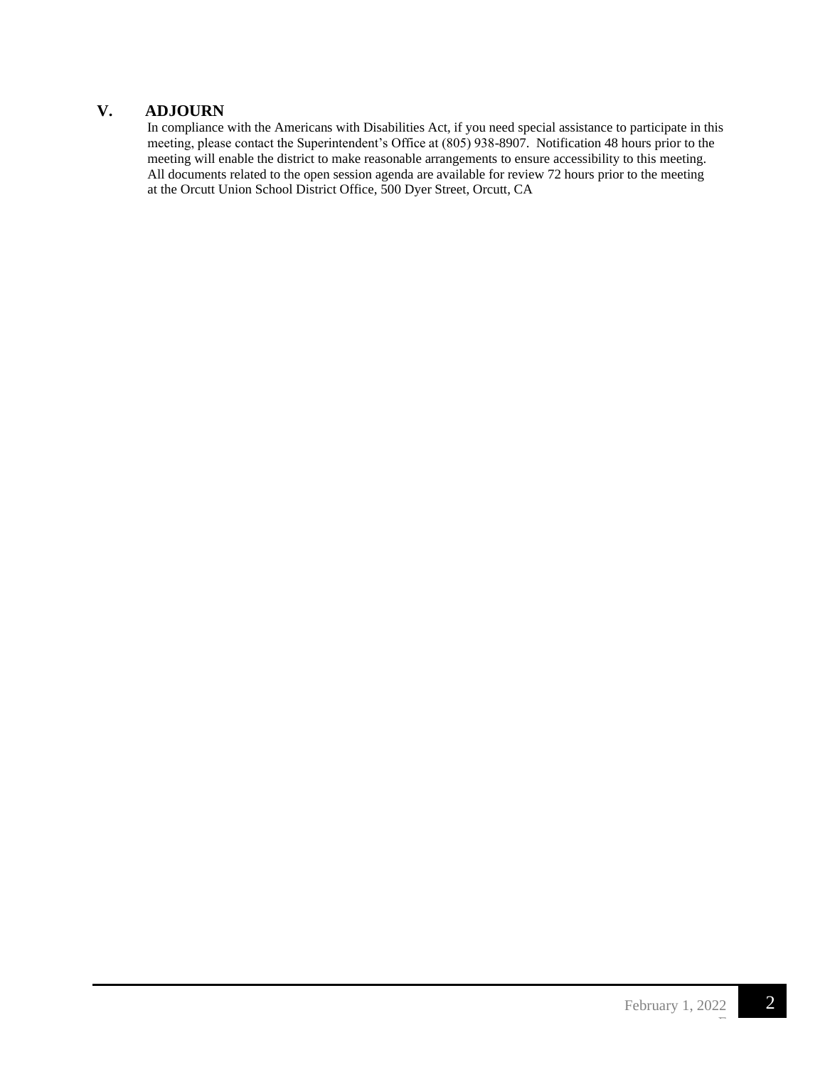## V. ADJOURN

In compliance with the Americans with Disabilities Act, if you need special assistance to participate in this meeting, please contact the Superintendent's Office at (805) 938-8907. Notification 48 hours prior to the meeting will enable the district to make reasonable arrangements to ensure accessibility to this meeting. All documents related to the open session agenda are available for review 72 hours prior to the meeting at the Orcutt Union School District Office, 500 Dyer Street, Orcutt, CA